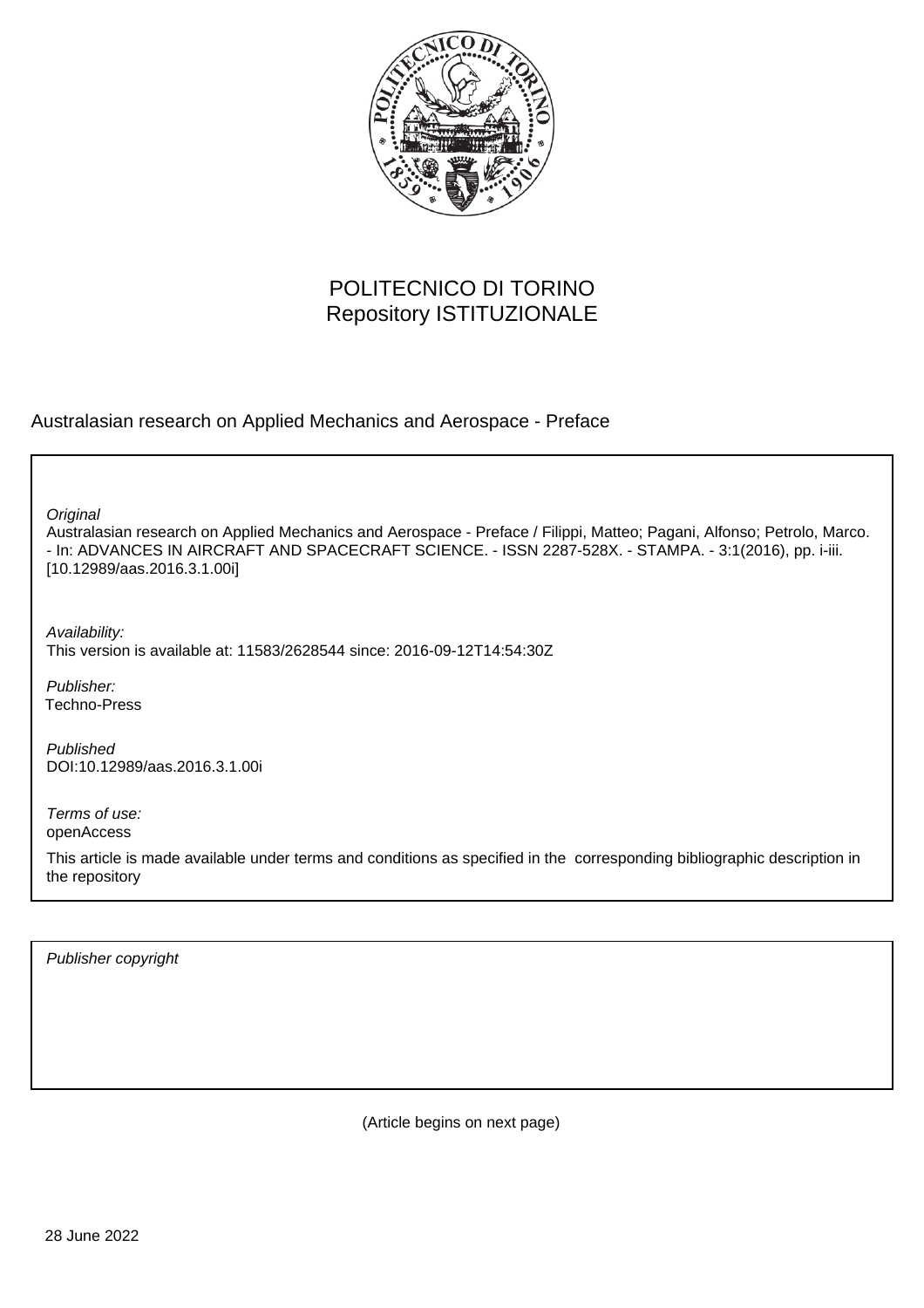POLITECNICO DI TORINO
Repository ISTITUZIONALE

Australasian research on Applied Mechanics and Aerospace - Preface

*Original*

Australasian research on Applied Mechanics and Aerospace - Preface / Filippi, Matteo; Pagani, Alfonso; Petrolo, Marco. - In: ADVANCES IN AIRCRAFT AND SPACECRAFT SCIENCE. - ISSN 2287-528X. - STAMPA. - 3:1(2016), pp. i-iii. [10.12989/aas.2016.3.1.00i]

*Availability:*

This version is available at: 11583/2628544 since: 2016-09-12T14:54:30Z

*Publisher:*

Techno-Press

*Published*

DOI:10.12989/aas.2016.3.1.00i

*Terms of use:*

openAccess

This article is made available under terms and conditions as specified in the corresponding bibliographic description in the repository

*Publisher copyright*

(Article begins on next page)

28 June 2022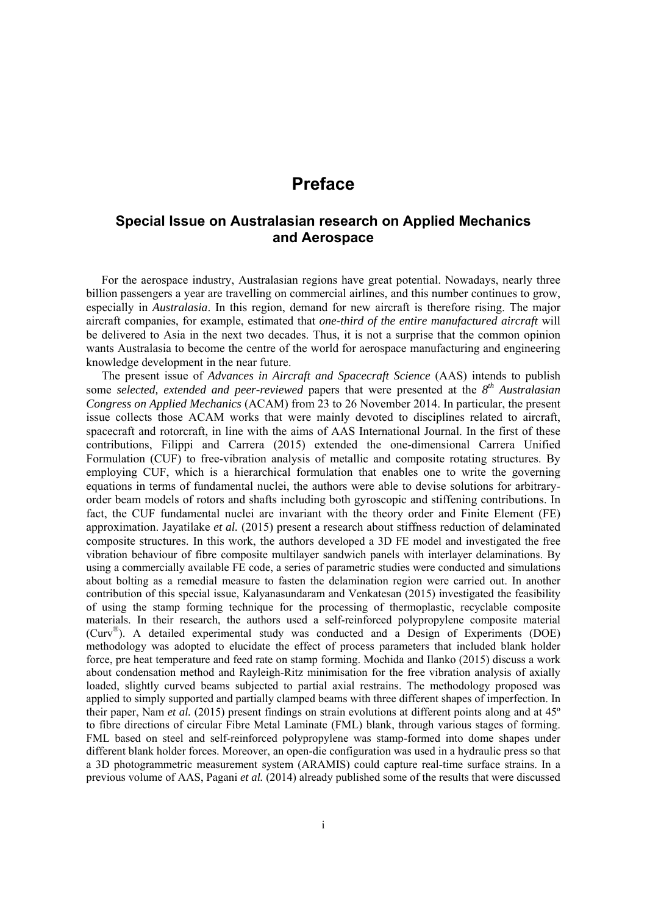# Preface

## Special Issue on Australasian research on Applied Mechanics and Aerospace

For the aerospace industry, Australasian regions have great potential. Nowadays, nearly three billion passengers a year are travelling on commercial airlines, and this number continues to grow, especially in *Australasia*. In this region, demand for new aircraft is therefore rising. The major aircraft companies, for example, estimated that *one-third of the entire manufactured aircraft* will be delivered to Asia in the next two decades. Thus, it is not a surprise that the common opinion wants Australasia to become the centre of the world for aerospace manufacturing and engineering knowledge development in the near future.

The present issue of *Advances in Aircraft and Spacecraft Science* (AAS) intends to publish some *selected, extended and peer-reviewed* papers that were presented at the *8th Australasian Congress on Applied Mechanics* (ACAM) from 23 to 26 November 2014. In particular, the present issue collects those ACAM works that were mainly devoted to disciplines related to aircraft, spacecraft and rotorcraft, in line with the aims of AAS International Journal. In the first of these contributions, Filippi and Carrera (2015) extended the one-dimensional Carrera Unified Formulation (CUF) to free-vibration analysis of metallic and composite rotating structures. By employing CUF, which is a hierarchical formulation that enables one to write the governing equations in terms of fundamental nuclei, the authors were able to devise solutions for arbitrary-order beam models of rotors and shafts including both gyroscopic and stiffening contributions. In fact, the CUF fundamental nuclei are invariant with the theory order and Finite Element (FE) approximation. Jayatilake *et al.* (2015) present a research about stiffness reduction of delaminated composite structures. In this work, the authors developed a 3D FE model and investigated the free vibration behaviour of fibre composite multilayer sandwich panels with interlayer delaminations. By using a commercially available FE code, a series of parametric studies were conducted and simulations about bolting as a remedial measure to fasten the delamination region were carried out. In another contribution of this special issue, Kalyanasundaram and Venkatesan (2015) investigated the feasibility of using the stamp forming technique for the processing of thermoplastic, recyclable composite materials. In their research, the authors used a self-reinforced polypropylene composite material (Curv®). A detailed experimental study was conducted and a Design of Experiments (DOE) methodology was adopted to elucidate the effect of process parameters that included blank holder force, pre heat temperature and feed rate on stamp forming. Mochida and Ilanko (2015) discuss a work about condensation method and Rayleigh-Ritz minimisation for the free vibration analysis of axially loaded, slightly curved beams subjected to partial axial restrains. The methodology proposed was applied to simply supported and partially clamped beams with three different shapes of imperfection. In their paper, Nam *et al.* (2015) present findings on strain evolutions at different points along and at 45º to fibre directions of circular Fibre Metal Laminate (FML) blank, through various stages of forming. FML based on steel and self-reinforced polypropylene was stamp-formed into dome shapes under different blank holder forces. Moreover, an open-die configuration was used in a hydraulic press so that a 3D photogrammetric measurement system (ARAMIS) could capture real-time surface strains. In a previous volume of AAS, Pagani *et al.* (2014) already published some of the results that were discussed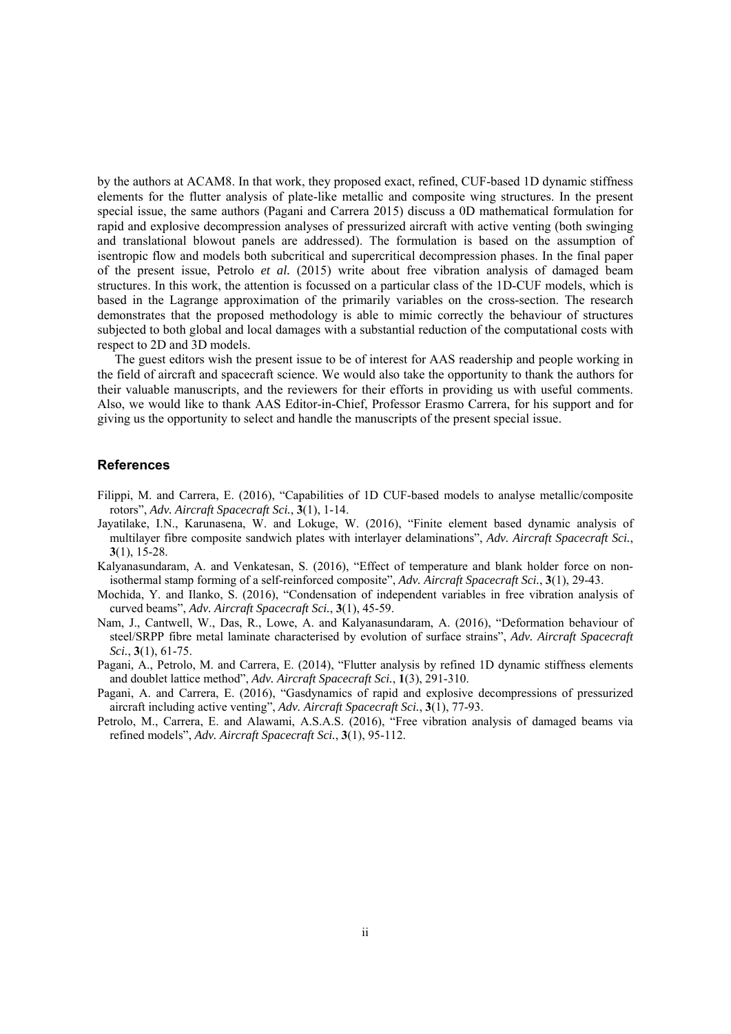by the authors at ACAM8. In that work, they proposed exact, refined, CUF-based 1D dynamic stiffness elements for the flutter analysis of plate-like metallic and composite wing structures. In the present special issue, the same authors (Pagani and Carrera 2015) discuss a 0D mathematical formulation for rapid and explosive decompression analyses of pressurized aircraft with active venting (both swinging and translational blowout panels are addressed). The formulation is based on the assumption of isentropic flow and models both subcritical and supercritical decompression phases. In the final paper of the present issue, Petrolo *et al.* (2015) write about free vibration analysis of damaged beam structures. In this work, the attention is focussed on a particular class of the 1D-CUF models, which is based in the Lagrange approximation of the primarily variables on the cross-section. The research demonstrates that the proposed methodology is able to mimic correctly the behaviour of structures subjected to both global and local damages with a substantial reduction of the computational costs with respect to 2D and 3D models.

The guest editors wish the present issue to be of interest for AAS readership and people working in the field of aircraft and spacecraft science. We would also take the opportunity to thank the authors for their valuable manuscripts, and the reviewers for their efforts in providing us with useful comments. Also, we would like to thank AAS Editor-in-Chief, Professor Erasmo Carrera, for his support and for giving us the opportunity to select and handle the manuscripts of the present special issue.

## References

Filippi, M. and Carrera, E. (2016), "Capabilities of 1D CUF-based models to analyse metallic/composite rotors", *Adv. Aircraft Spacecraft Sci.*, **3**(1), 1-14.

Jayatilake, I.N., Karunasena, W. and Lokuge, W. (2016), "Finite element based dynamic analysis of multilayer fibre composite sandwich plates with interlayer delaminations", *Adv. Aircraft Spacecraft Sci.*, **3**(1), 15-28.

Kalyanasundaram, A. and Venkatesan, S. (2016), "Effect of temperature and blank holder force on non-isothermal stamp forming of a self-reinforced composite", *Adv. Aircraft Spacecraft Sci.*, **3**(1), 29-43.

Mochida, Y. and Ilanko, S. (2016), "Condensation of independent variables in free vibration analysis of curved beams", *Adv. Aircraft Spacecraft Sci.*, **3**(1), 45-59.

Nam, J., Cantwell, W., Das, R., Lowe, A. and Kalyanasundaram, A. (2016), "Deformation behaviour of steel/SRPP fibre metal laminate characterised by evolution of surface strains", *Adv. Aircraft Spacecraft Sci.*, **3**(1), 61-75.

Pagani, A., Petrolo, M. and Carrera, E. (2014), "Flutter analysis by refined 1D dynamic stiffness elements and doublet lattice method", *Adv. Aircraft Spacecraft Sci.*, **1**(3), 291-310.

Pagani, A. and Carrera, E. (2016), "Gasdynamics of rapid and explosive decompressions of pressurized aircraft including active venting", *Adv. Aircraft Spacecraft Sci.*, **3**(1), 77-93.

Petrolo, M., Carrera, E. and Alawami, A.S.A.S. (2016), "Free vibration analysis of damaged beams via refined models", *Adv. Aircraft Spacecraft Sci.*, **3**(1), 95-112.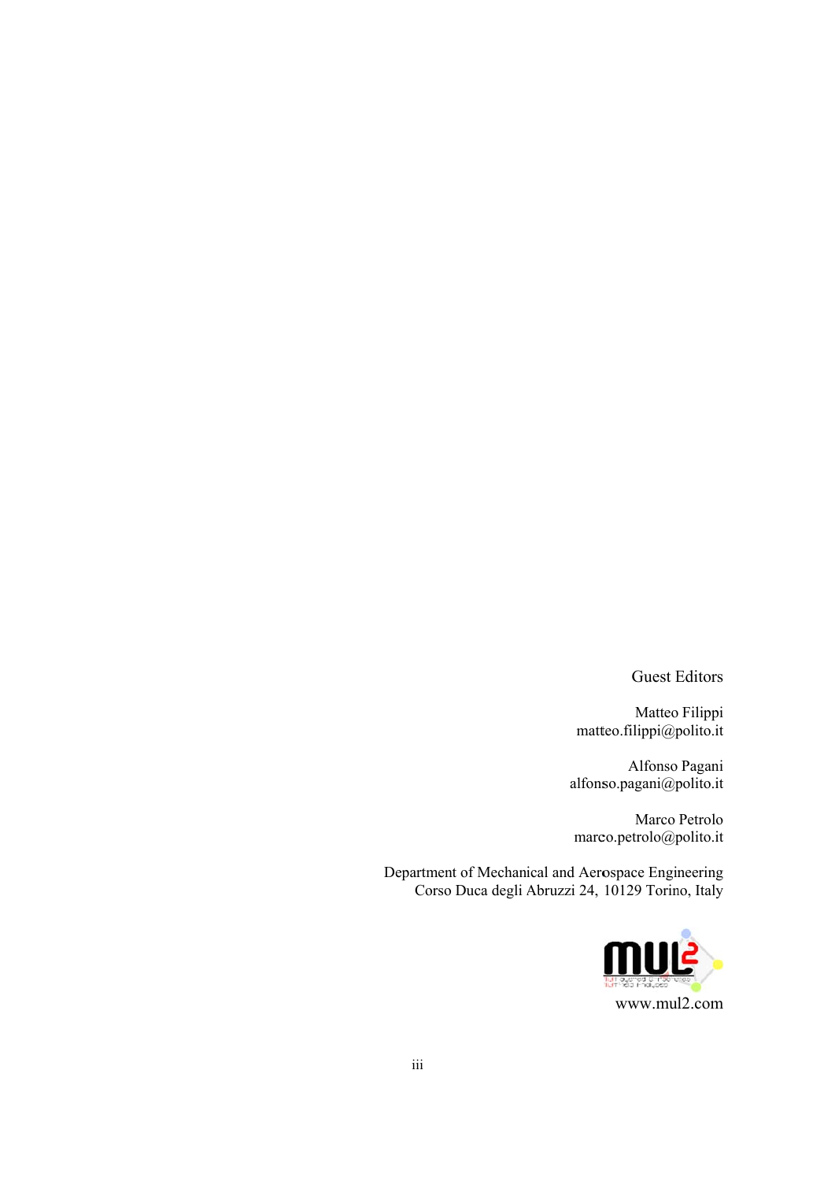Guest Editors

Matteo Filippi
matteo.filippi@polito.it

Alfonso Pagani
alfonso.pagani@polito.it

Marco Petrolo
marco.petrolo@polito.it

Department of Mechanical and Aerospace Engineering
Corso Duca degli Abruzzi 24, 10129 Torino, Italy

www.mul2.com